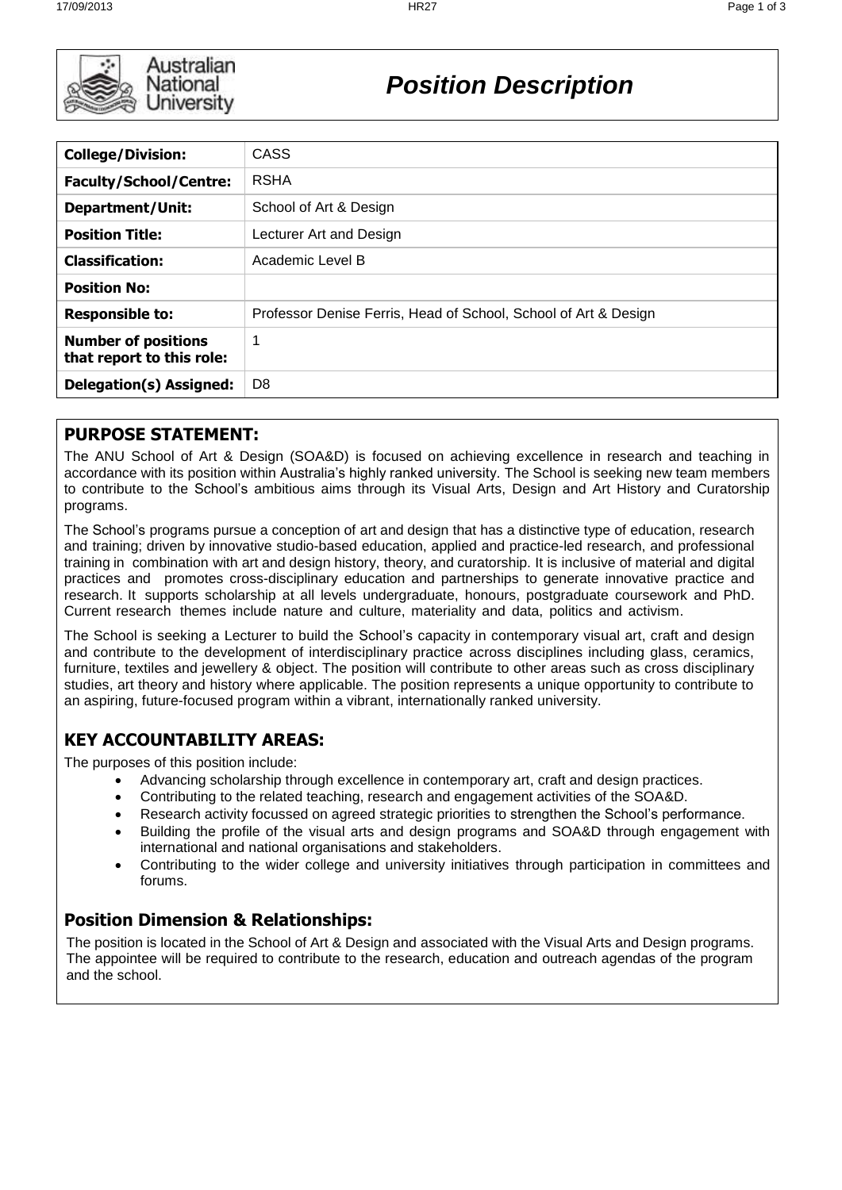# Position Description

| College/Division: | CASS |
|---|---|
| **Faculty/School/Centre:** | RSHA |
| **Department/Unit:** | School of Art & Design |
| **Position Title:** | Lecturer Art and Design |
| **Classification:** | Academic Level B |
| **Position No:** | |
| **Responsible to:** | Professor Denise Ferris, Head of School, School of Art & Design |
| **Number of positions that report to this role:** | 1 |
| **Delegation(s) Assigned:** | D8 |

## PURPOSE STATEMENT:

The ANU School of Art & Design (SOA&D) is focused on achieving excellence in research and teaching in accordance with its position within Australia's highly ranked university. The School is seeking new team members to contribute to the School's ambitious aims through its Visual Arts, Design and Art History and Curatorship programs.

The School's programs pursue a conception of art and design that has a distinctive type of education, research and training; driven by innovative studio-based education, applied and practice-led research, and professional training in combination with art and design history, theory, and curatorship. It is inclusive of material and digital practices and promotes cross-disciplinary education and partnerships to generate innovative practice and research. It supports scholarship at all levels undergraduate, honours, postgraduate coursework and PhD. Current research themes include nature and culture, materiality and data, politics and activism.

The School is seeking a Lecturer to build the School's capacity in contemporary visual art, craft and design and contribute to the development of interdisciplinary practice across disciplines including glass, ceramics, furniture, textiles and jewellery & object. The position will contribute to other areas such as cross disciplinary studies, art theory and history where applicable. The position represents a unique opportunity to contribute to an aspiring, future-focused program within a vibrant, internationally ranked university.

## KEY ACCOUNTABILITY AREAS:

The purposes of this position include:

- Advancing scholarship through excellence in contemporary art, craft and design practices.
- Contributing to the related teaching, research and engagement activities of the SOA&D.
- Research activity focussed on agreed strategic priorities to strengthen the School's performance.
- Building the profile of the visual arts and design programs and SOA&D through engagement with international and national organisations and stakeholders.
- Contributing to the wider college and university initiatives through participation in committees and forums.

## Position Dimension & Relationships:

The position is located in the School of Art & Design and associated with the Visual Arts and Design programs. The appointee will be required to contribute to the research, education and outreach agendas of the program and the school.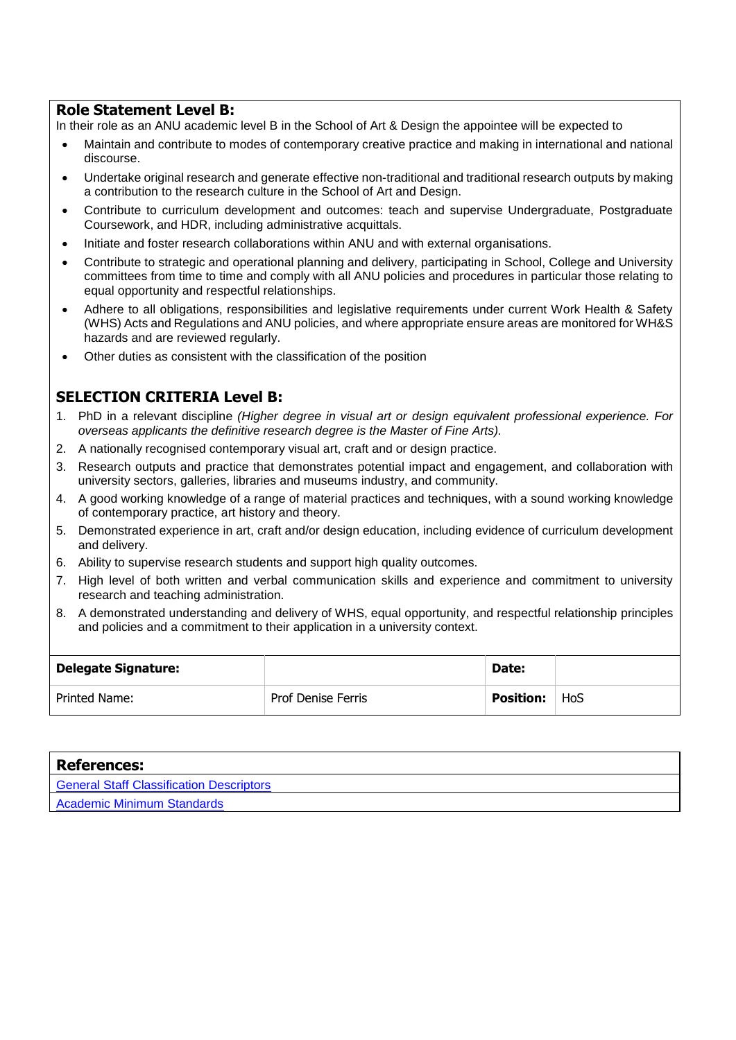**Role Statement Level B:**

In their role as an ANU academic level B in the School of Art & Design the appointee will be expected to

- Maintain and contribute to modes of contemporary creative practice and making in international and national discourse.
- Undertake original research and generate effective non-traditional and traditional research outputs by making a contribution to the research culture in the School of Art and Design.
- Contribute to curriculum development and outcomes: teach and supervise Undergraduate, Postgraduate Coursework, and HDR, including administrative acquittals.
- Initiate and foster research collaborations within ANU and with external organisations.
- Contribute to strategic and operational planning and delivery, participating in School, College and University committees from time to time and comply with all ANU policies and procedures in particular those relating to equal opportunity and respectful relationships.
- Adhere to all obligations, responsibilities and legislative requirements under current Work Health & Safety (WHS) Acts and Regulations and ANU policies, and where appropriate ensure areas are monitored for WH&S hazards and are reviewed regularly.
- Other duties as consistent with the classification of the position

## SELECTION CRITERIA Level B:

1. PhD in a relevant discipline *(Higher degree in visual art or design equivalent professional experience. For overseas applicants the definitive research degree is the Master of Fine Arts).*
2. A nationally recognised contemporary visual art, craft and or design practice.
3. Research outputs and practice that demonstrates potential impact and engagement, and collaboration with university sectors, galleries, libraries and museums industry, and community.
4. A good working knowledge of a range of material practices and techniques, with a sound working knowledge of contemporary practice, art history and theory.
5. Demonstrated experience in art, craft and/or design education, including evidence of curriculum development and delivery.
6. Ability to supervise research students and support high quality outcomes.
7. High level of both written and verbal communication skills and experience and commitment to university research and teaching administration.
8. A demonstrated understanding and delivery of WHS, equal opportunity, and respectful relationship principles and policies and a commitment to their application in a university context.

| **Delegate Signature:** | | **Date:** | |
|---|---|---|---|
| Printed Name: | Prof Denise Ferris | **Position:** | HoS |

| **References:** |
|---|
| General Staff Classification Descriptors |
| Academic Minimum Standards |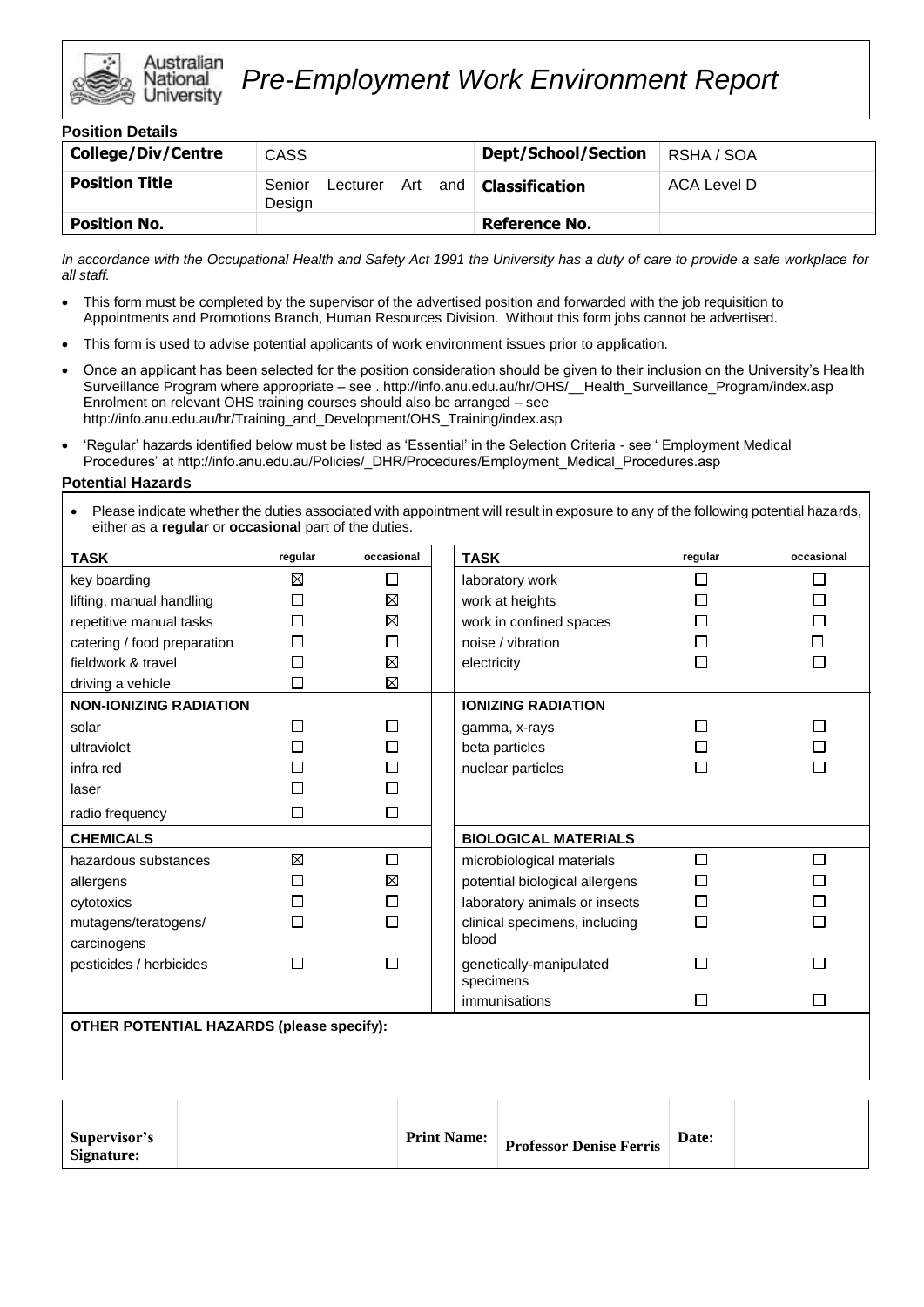# Pre-Employment Work Environment Report

Australian National University

**Position Details**

| **College/Div/Centre** | CASS | **Dept/School/Section** | RSHA / SOA |
|---|---|---|---|
| **Position Title** | Senior Lecturer Art and Design | **Classification** | ACA Level D |
| **Position No.** | | **Reference No.** | |

*In accordance with the Occupational Health and Safety Act 1991 the University has a duty of care to provide a safe workplace for all staff.*

- This form must be completed by the supervisor of the advertised position and forwarded with the job requisition to Appointments and Promotions Branch, Human Resources Division. Without this form jobs cannot be advertised.
- This form is used to advise potential applicants of work environment issues prior to application.
- Once an applicant has been selected for the position consideration should be given to their inclusion on the University's Health Surveillance Program where appropriate – see . http://info.anu.edu.au/hr/OHS/__Health_Surveillance_Program/index.asp Enrolment on relevant OHS training courses should also be arranged – see http://info.anu.edu.au/hr/Training_and_Development/OHS_Training/index.asp
- 'Regular' hazards identified below must be listed as 'Essential' in the Selection Criteria - see ' Employment Medical Procedures' at http://info.anu.edu.au/Policies/_DHR/Procedures/Employment_Medical_Procedures.asp

**Potential Hazards**

- Please indicate whether the duties associated with appointment will result in exposure to any of the following potential hazards, either as a **regular** or **occasional** part of the duties.

| **TASK** | regular | occasional | **TASK** | regular | occasional |
|---|---|---|---|---|---|
| key boarding | ☒ | ☐ | laboratory work | ☐ | ☐ |
| lifting, manual handling | ☐ | ☒ | work at heights | ☐ | ☐ |
| repetitive manual tasks | ☐ | ☒ | work in confined spaces | ☐ | ☐ |
| catering / food preparation | ☐ | ☐ | noise / vibration | ☐ | ☐ |
| fieldwork & travel | ☐ | ☒ | electricity | ☐ | ☐ |
| driving a vehicle | ☐ | ☒ | | | |
| **NON-IONIZING RADIATION** | | | **IONIZING RADIATION** | | |
| solar | ☐ | ☐ | gamma, x-rays | ☐ | ☐ |
| ultraviolet | ☐ | ☐ | beta particles | ☐ | ☐ |
| infra red | ☐ | ☐ | nuclear particles | ☐ | ☐ |
| laser | ☐ | ☐ | | | |
| radio frequency | ☐ | ☐ | | | |
| **CHEMICALS** | | | **BIOLOGICAL MATERIALS** | | |
| hazardous substances | ☒ | ☐ | microbiological materials | ☐ | ☐ |
| allergens | ☐ | ☒ | potential biological allergens | ☐ | ☐ |
| cytotoxics | ☐ | ☐ | laboratory animals or insects | ☐ | ☐ |
| mutagens/teratogens/ carcinogens | ☐ | ☐ | clinical specimens, including blood | ☐ | ☐ |
| pesticides / herbicides | ☐ | ☐ | genetically-manipulated specimens | ☐ | ☐ |
| | | | immunisations | ☐ | ☐ |

**OTHER POTENTIAL HAZARDS (please specify):**

| **Supervisor's Signature:** | | **Print Name:** | **Professor Denise Ferris** | **Date:** | |
|---|---|---|---|---|---|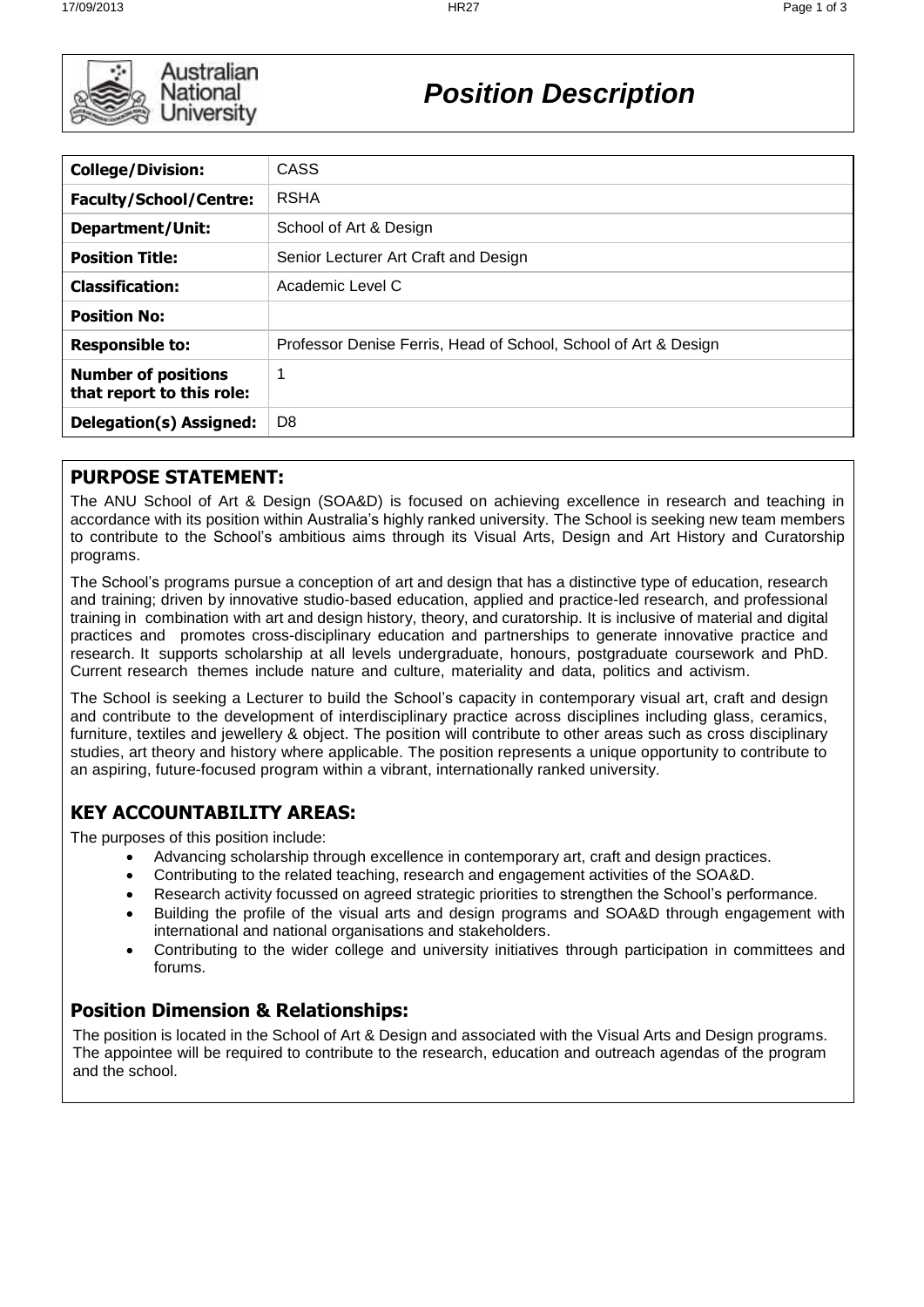**Position Description**

Australian National University

| College/Division: | CASS |
|---|---|
| Faculty/School/Centre: | RSHA |
| Department/Unit: | School of Art & Design |
| Position Title: | Senior Lecturer Art Craft and Design |
| Classification: | Academic Level C |
| Position No: | |
| Responsible to: | Professor Denise Ferris, Head of School, School of Art & Design |
| Number of positions that report to this role: | 1 |
| Delegation(s) Assigned: | D8 |

## PURPOSE STATEMENT:

The ANU School of Art & Design (SOA&D) is focused on achieving excellence in research and teaching in accordance with its position within Australia's highly ranked university. The School is seeking new team members to contribute to the School's ambitious aims through its Visual Arts, Design and Art History and Curatorship programs.

The School's programs pursue a conception of art and design that has a distinctive type of education, research and training; driven by innovative studio-based education, applied and practice-led research, and professional training in combination with art and design history, theory, and curatorship. It is inclusive of material and digital practices and promotes cross-disciplinary education and partnerships to generate innovative practice and research. It supports scholarship at all levels undergraduate, honours, postgraduate coursework and PhD. Current research themes include nature and culture, materiality and data, politics and activism.

The School is seeking a Lecturer to build the School's capacity in contemporary visual art, craft and design and contribute to the development of interdisciplinary practice across disciplines including glass, ceramics, furniture, textiles and jewellery & object. The position will contribute to other areas such as cross disciplinary studies, art theory and history where applicable. The position represents a unique opportunity to contribute to an aspiring, future-focused program within a vibrant, internationally ranked university.

## KEY ACCOUNTABILITY AREAS:

The purposes of this position include:

- Advancing scholarship through excellence in contemporary art, craft and design practices.
- Contributing to the related teaching, research and engagement activities of the SOA&D.
- Research activity focussed on agreed strategic priorities to strengthen the School's performance.
- Building the profile of the visual arts and design programs and SOA&D through engagement with international and national organisations and stakeholders.
- Contributing to the wider college and university initiatives through participation in committees and forums.

## Position Dimension & Relationships:

The position is located in the School of Art & Design and associated with the Visual Arts and Design programs. The appointee will be required to contribute to the research, education and outreach agendas of the program and the school.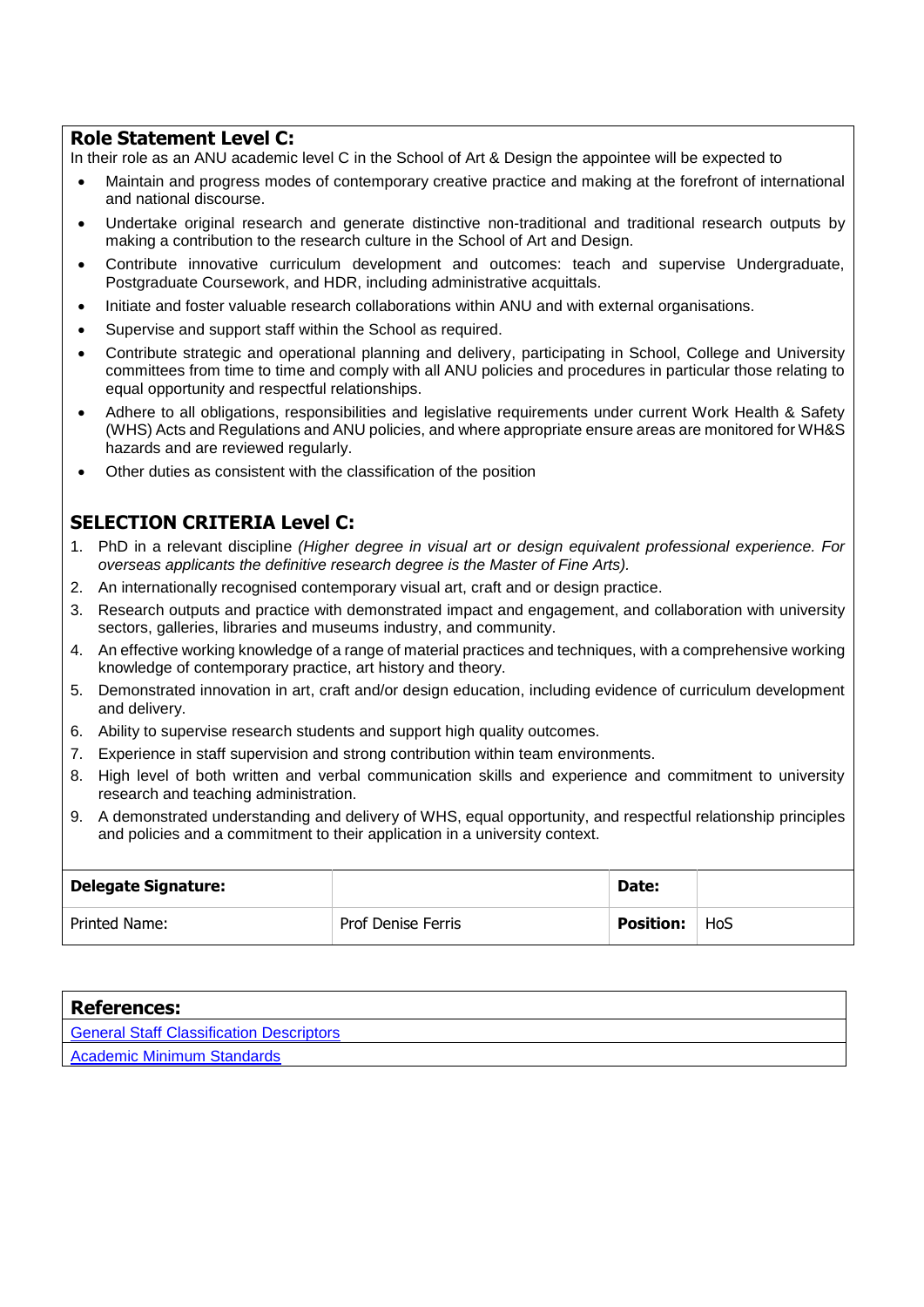## Role Statement Level C:

In their role as an ANU academic level C in the School of Art & Design the appointee will be expected to

- Maintain and progress modes of contemporary creative practice and making at the forefront of international and national discourse.
- Undertake original research and generate distinctive non-traditional and traditional research outputs by making a contribution to the research culture in the School of Art and Design.
- Contribute innovative curriculum development and outcomes: teach and supervise Undergraduate, Postgraduate Coursework, and HDR, including administrative acquittals.
- Initiate and foster valuable research collaborations within ANU and with external organisations.
- Supervise and support staff within the School as required.
- Contribute strategic and operational planning and delivery, participating in School, College and University committees from time to time and comply with all ANU policies and procedures in particular those relating to equal opportunity and respectful relationships.
- Adhere to all obligations, responsibilities and legislative requirements under current Work Health & Safety (WHS) Acts and Regulations and ANU policies, and where appropriate ensure areas are monitored for WH&S hazards and are reviewed regularly.
- Other duties as consistent with the classification of the position

## SELECTION CRITERIA Level C:

1. PhD in a relevant discipline *(Higher degree in visual art or design equivalent professional experience. For overseas applicants the definitive research degree is the Master of Fine Arts).*
2. An internationally recognised contemporary visual art, craft and or design practice.
3. Research outputs and practice with demonstrated impact and engagement, and collaboration with university sectors, galleries, libraries and museums industry, and community.
4. An effective working knowledge of a range of material practices and techniques, with a comprehensive working knowledge of contemporary practice, art history and theory.
5. Demonstrated innovation in art, craft and/or design education, including evidence of curriculum development and delivery.
6. Ability to supervise research students and support high quality outcomes.
7. Experience in staff supervision and strong contribution within team environments.
8. High level of both written and verbal communication skills and experience and commitment to university research and teaching administration.
9. A demonstrated understanding and delivery of WHS, equal opportunity, and respectful relationship principles and policies and a commitment to their application in a university context.

| **Delegate Signature:** | | **Date:** | |
|---|---|---|---|
| Printed Name: | Prof Denise Ferris | **Position:** | HoS |

| **References:** |
|---|
| [General Staff Classification Descriptors]() |
| [Academic Minimum Standards]() |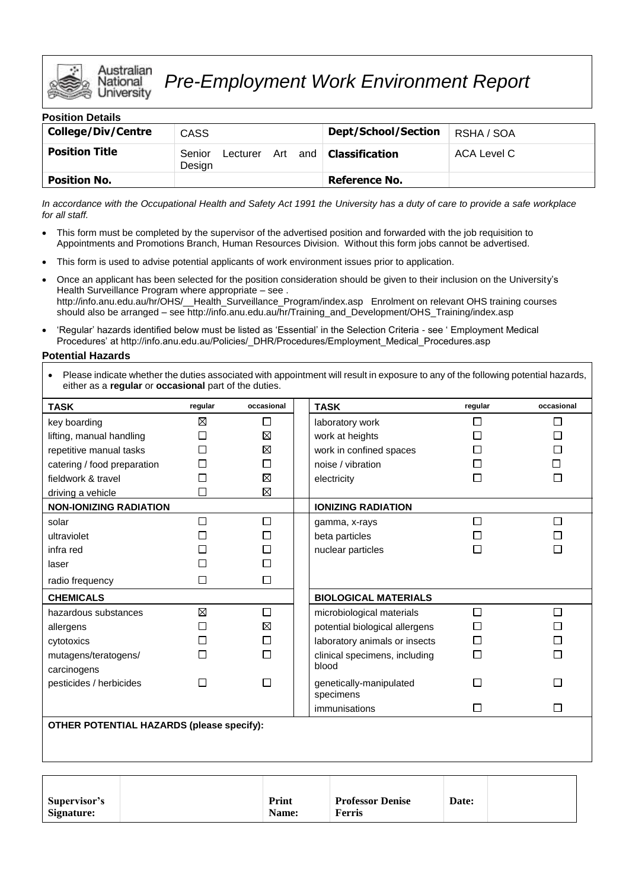# Pre-Employment Work Environment Report

Australian National University

**Position Details**

| | | | |
|---|---|---|---|
| **College/Div/Centre** | CASS | **Dept/School/Section** | RSHA / SOA |
| **Position Title** | Senior Lecturer Art and Design | **Classification** | ACA Level C |
| **Position No.** | | **Reference No.** | |

*In accordance with the Occupational Health and Safety Act 1991 the University has a duty of care to provide a safe workplace for all staff.*

- This form must be completed by the supervisor of the advertised position and forwarded with the job requisition to Appointments and Promotions Branch, Human Resources Division. Without this form jobs cannot be advertised.
- This form is used to advise potential applicants of work environment issues prior to application.
- Once an applicant has been selected for the position consideration should be given to their inclusion on the University's Health Surveillance Program where appropriate – see . http://info.anu.edu.au/hr/OHS/__Health_Surveillance_Program/index.asp Enrolment on relevant OHS training courses should also be arranged – see http://info.anu.edu.au/hr/Training_and_Development/OHS_Training/index.asp
- 'Regular' hazards identified below must be listed as 'Essential' in the Selection Criteria - see ' Employment Medical Procedures' at http://info.anu.edu.au/Policies/_DHR/Procedures/Employment_Medical_Procedures.asp

**Potential Hazards**

- Please indicate whether the duties associated with appointment will result in exposure to any of the following potential hazards, either as a **regular** or **occasional** part of the duties.

| TASK | regular | occasional | TASK | regular | occasional |
|---|---|---|---|---|---|
| key boarding | ☒ | ☐ | laboratory work | ☐ | ☐ |
| lifting, manual handling | ☐ | ☒ | work at heights | ☐ | ☐ |
| repetitive manual tasks | ☐ | ☒ | work in confined spaces | ☐ | ☐ |
| catering / food preparation | ☐ | ☐ | noise / vibration | ☐ | ☐ |
| fieldwork & travel | ☐ | ☒ | electricity | ☐ | ☐ |
| driving a vehicle | ☐ | ☒ | | | |
| **NON-IONIZING RADIATION** | | | **IONIZING RADIATION** | | |
| solar | ☐ | ☐ | gamma, x-rays | ☐ | ☐ |
| ultraviolet | ☐ | ☐ | beta particles | ☐ | ☐ |
| infra red | ☐ | ☐ | nuclear particles | ☐ | ☐ |
| laser | ☐ | ☐ | | | |
| radio frequency | ☐ | ☐ | | | |
| **CHEMICALS** | | | **BIOLOGICAL MATERIALS** | | |
| hazardous substances | ☒ | ☐ | microbiological materials | ☐ | ☐ |
| allergens | ☐ | ☒ | potential biological allergens | ☐ | ☐ |
| cytotoxics | ☐ | ☐ | laboratory animals or insects | ☐ | ☐ |
| mutagens/teratogens/ carcinogens | ☐ | ☐ | clinical specimens, including blood | ☐ | ☐ |
| pesticides / herbicides | ☐ | ☐ | genetically-manipulated specimens | ☐ | ☐ |
| | | | immunisations | ☐ | ☐ |

**OTHER POTENTIAL HAZARDS (please specify):**

| | | | | | |
|---|---|---|---|---|---|
| **Supervisor's Signature:** | | **Print Name:** | **Professor Denise Ferris** | **Date:** | |